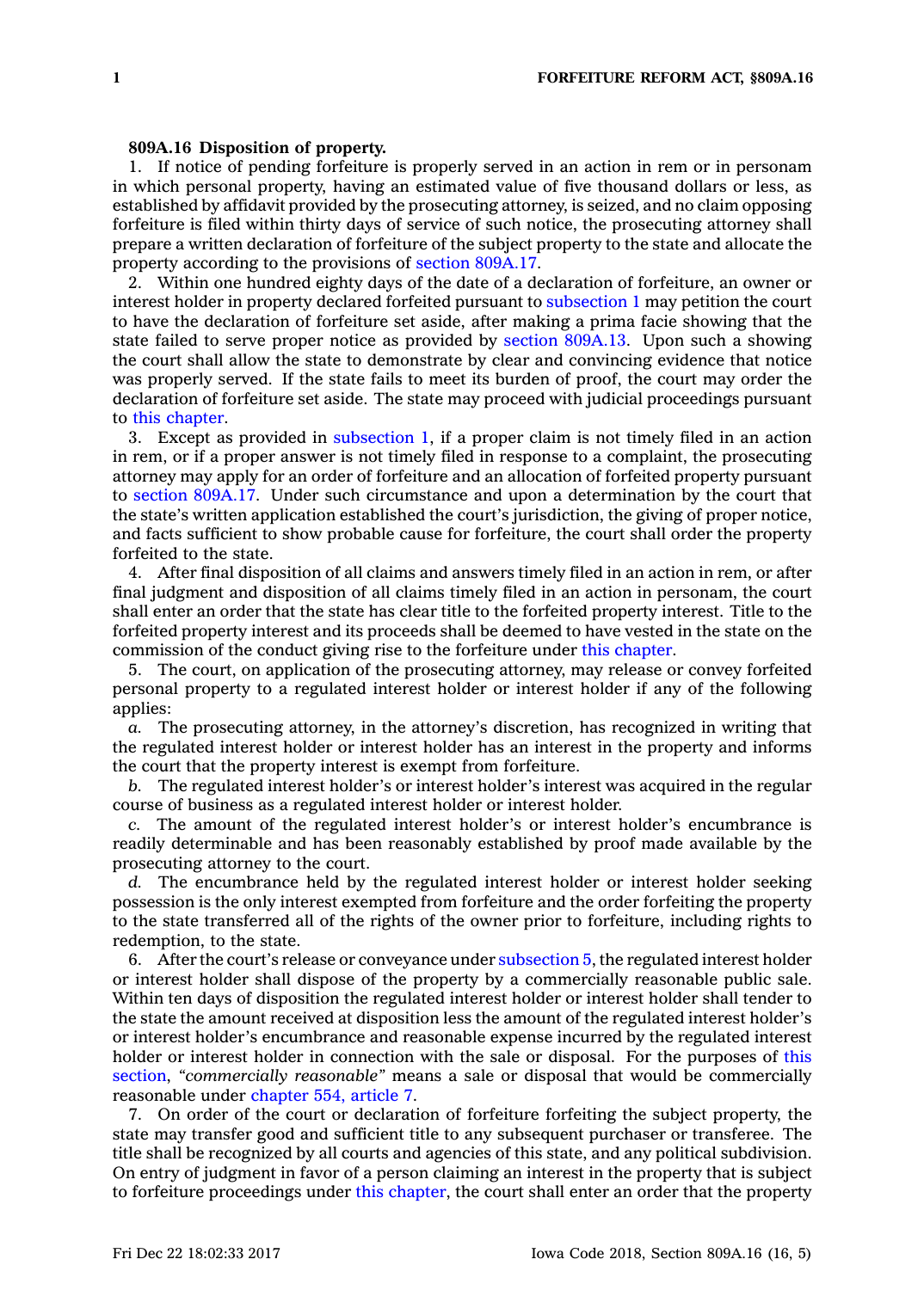**809A.16 Disposition of property.**

1. If notice of pending forfeiture is properly served in an action in rem or in personam in which personal property, having an estimated value of five thousand dollars or less, as established by affidavit provided by the prosecuting attorney, is seized, and no claim opposing forfeiture is filed within thirty days of service of such notice, the prosecuting attorney shall prepare a written declaration of forfeiture of the subject property to the state and allocate the property according to the provisions of section 809A.17.

2. Within one hundred eighty days of the date of a declaration of forfeiture, an owner or interest holder in property declared forfeited pursuant to subsection 1 may petition the court to have the declaration of forfeiture set aside, after making a prima facie showing that the state failed to serve proper notice as provided by section 809A.13. Upon such a showing the court shall allow the state to demonstrate by clear and convincing evidence that notice was properly served. If the state fails to meet its burden of proof, the court may order the declaration of forfeiture set aside. The state may proceed with judicial proceedings pursuant to this chapter.

3. Except as provided in subsection 1, if a proper claim is not timely filed in an action in rem, or if a proper answer is not timely filed in response to a complaint, the prosecuting attorney may apply for an order of forfeiture and an allocation of forfeited property pursuant to section 809A.17. Under such circumstance and upon a determination by the court that the state's written application established the court's jurisdiction, the giving of proper notice, and facts sufficient to show probable cause for forfeiture, the court shall order the property forfeited to the state.

4. After final disposition of all claims and answers timely filed in an action in rem, or after final judgment and disposition of all claims timely filed in an action in personam, the court shall enter an order that the state has clear title to the forfeited property interest. Title to the forfeited property interest and its proceeds shall be deemed to have vested in the state on the commission of the conduct giving rise to the forfeiture under this chapter.

5. The court, on application of the prosecuting attorney, may release or convey forfeited personal property to a regulated interest holder or interest holder if any of the following applies:

*a.* The prosecuting attorney, in the attorney's discretion, has recognized in writing that the regulated interest holder or interest holder has an interest in the property and informs the court that the property interest is exempt from forfeiture.

*b.* The regulated interest holder's or interest holder's interest was acquired in the regular course of business as a regulated interest holder or interest holder.

*c.* The amount of the regulated interest holder's or interest holder's encumbrance is readily determinable and has been reasonably established by proof made available by the prosecuting attorney to the court.

*d.* The encumbrance held by the regulated interest holder or interest holder seeking possession is the only interest exempted from forfeiture and the order forfeiting the property to the state transferred all of the rights of the owner prior to forfeiture, including rights to redemption, to the state.

6. After the court's release or conveyance under subsection 5, the regulated interest holder or interest holder shall dispose of the property by a commercially reasonable public sale. Within ten days of disposition the regulated interest holder or interest holder shall tender to the state the amount received at disposition less the amount of the regulated interest holder's or interest holder's encumbrance and reasonable expense incurred by the regulated interest holder or interest holder in connection with the sale or disposal. For the purposes of this section, *"commercially reasonable"* means a sale or disposal that would be commercially reasonable under chapter 554, article 7.

7. On order of the court or declaration of forfeiture forfeiting the subject property, the state may transfer good and sufficient title to any subsequent purchaser or transferee. The title shall be recognized by all courts and agencies of this state, and any political subdivision. On entry of judgment in favor of a person claiming an interest in the property that is subject to forfeiture proceedings under this chapter, the court shall enter an order that the property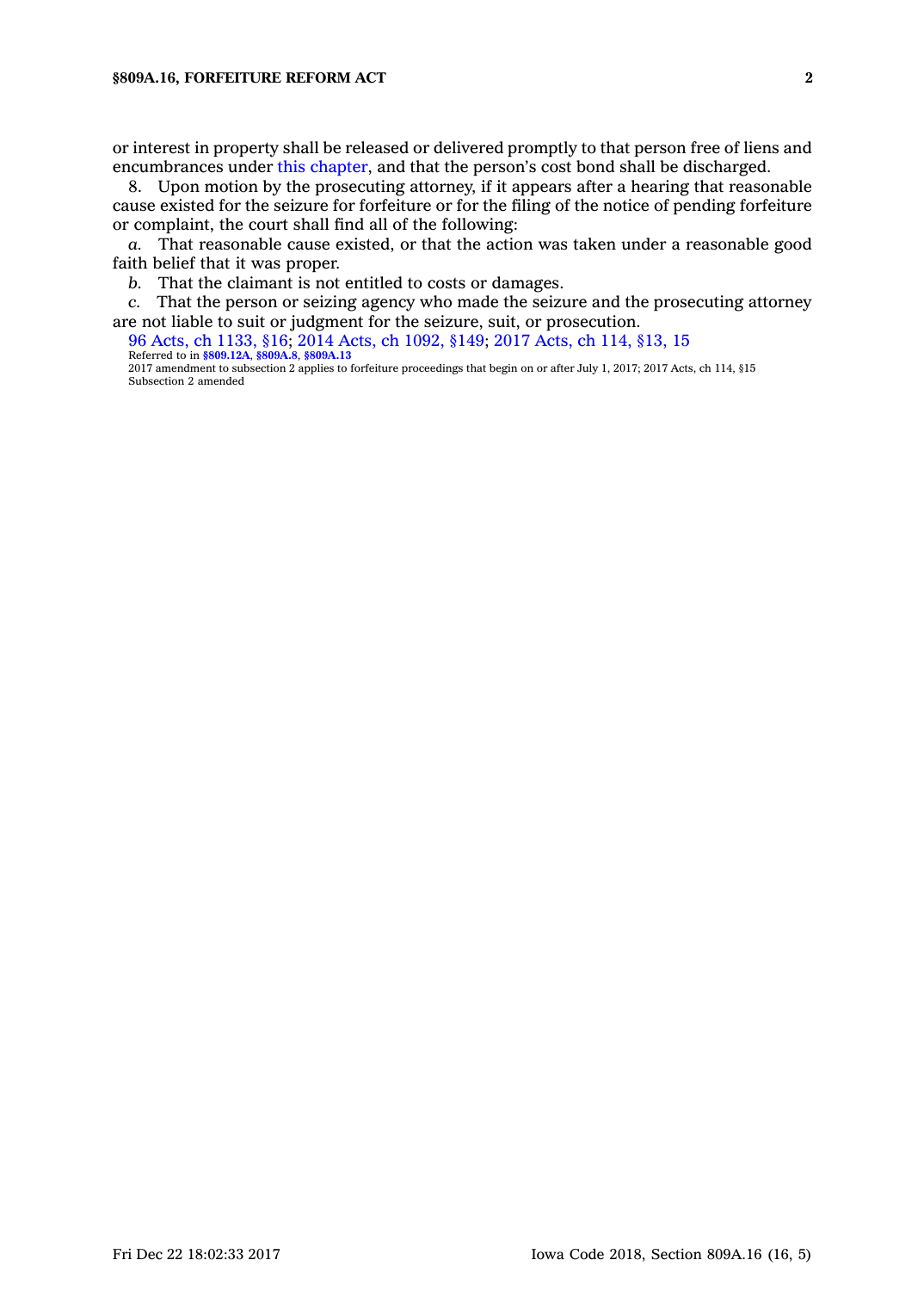or interest in property shall be released or delivered promptly to that person free of liens and encumbrances under this chapter, and that the person's cost bond shall be discharged.

8. Upon motion by the prosecuting attorney, if it appears after a hearing that reasonable cause existed for the seizure for forfeiture or for the filing of the notice of pending forfeiture or complaint, the court shall find all of the following:

*a.* That reasonable cause existed, or that the action was taken under a reasonable good faith belief that it was proper.

*b.* That the claimant is not entitled to costs or damages.

*c.* That the person or seizing agency who made the seizure and the prosecuting attorney are not liable to suit or judgment for the seizure, suit, or prosecution.

96 Acts, ch 1133, §16; 2014 Acts, ch 1092, §149; 2017 Acts, ch 114, §13, 15

Referred to in **§809.12A**, **§809A.8**, **§809A.13**

2017 amendment to subsection 2 applies to forfeiture proceedings that begin on or after July 1, 2017; 2017 Acts, ch 114, §15

Subsection 2 amended